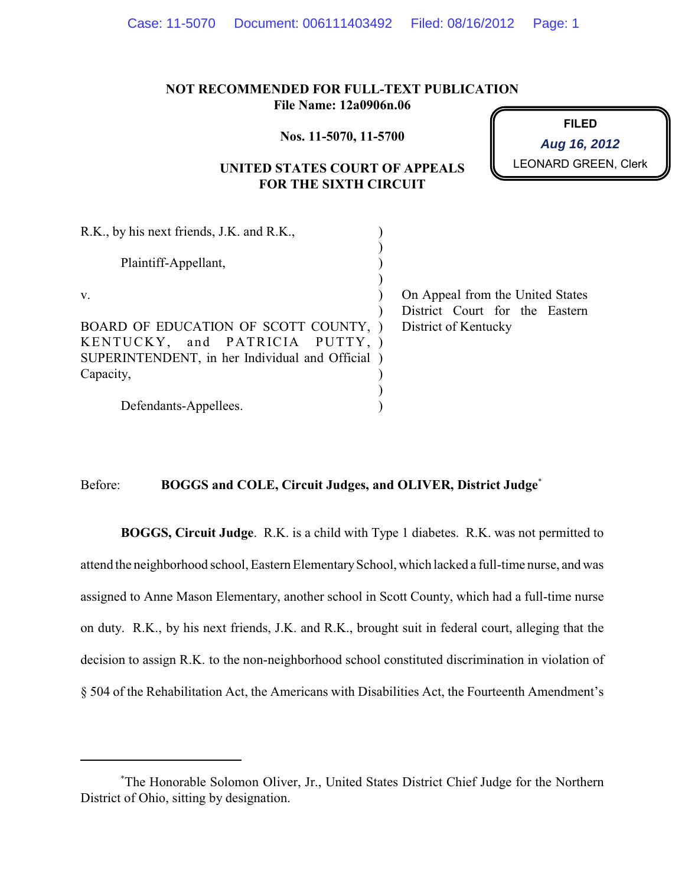**NOT RECOMMENDED FOR FULL-TEXT PUBLICATION**
**File Name: 12a0906n.06**

**Nos. 11-5070, 11-5700**

**UNITED STATES COURT OF APPEALS**
**FOR THE SIXTH CIRCUIT**

**FILED**
*Aug 16, 2012*
LEONARD GREEN, Clerk

R.K., by his next friends, J.K. and R.K.,

Plaintiff-Appellant,

v.

BOARD OF EDUCATION OF SCOTT COUNTY, KENTUCKY, and PATRICIA PUTTY, SUPERINTENDENT, in her Individual and Official Capacity,

Defendants-Appellees.

On Appeal from the United States District Court for the Eastern District of Kentucky

Before: **BOGGS and COLE, Circuit Judges, and OLIVER, District Judge**[*]

**BOGGS, Circuit Judge**. R.K. is a child with Type 1 diabetes. R.K. was not permitted to attend the neighborhood school, Eastern Elementary School, which lacked a full-time nurse, and was assigned to Anne Mason Elementary, another school in Scott County, which had a full-time nurse on duty. R.K., by his next friends, J.K. and R.K., brought suit in federal court, alleging that the decision to assign R.K. to the non-neighborhood school constituted discrimination in violation of § 504 of the Rehabilitation Act, the Americans with Disabilities Act, the Fourteenth Amendment's

---

[*]The Honorable Solomon Oliver, Jr., United States District Chief Judge for the Northern District of Ohio, sitting by designation.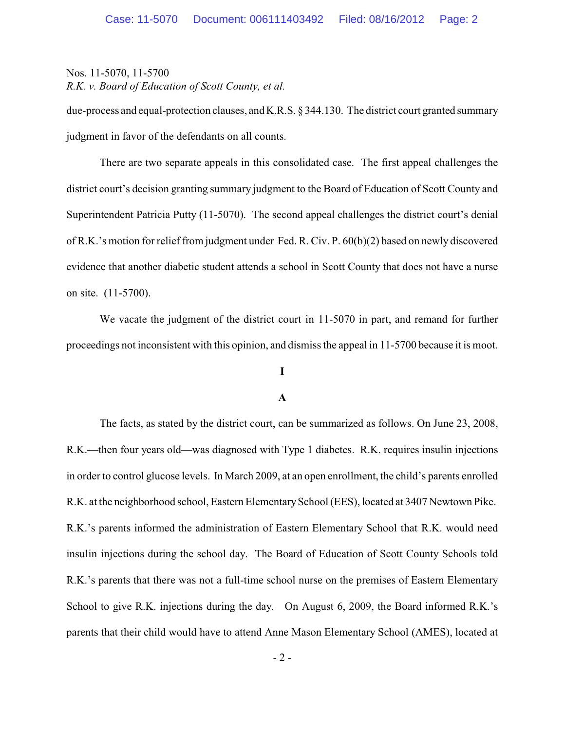due-process and equal-protection clauses, and K.R.S. § 344.130. The district court granted summary judgment in favor of the defendants on all counts.

There are two separate appeals in this consolidated case. The first appeal challenges the district court's decision granting summary judgment to the Board of Education of Scott County and Superintendent Patricia Putty (11-5070). The second appeal challenges the district court's denial of R.K.'s motion for relief from judgment under Fed. R. Civ. P. 60(b)(2) based on newly discovered evidence that another diabetic student attends a school in Scott County that does not have a nurse on site. (11-5700).

We vacate the judgment of the district court in 11-5070 in part, and remand for further proceedings not inconsistent with this opinion, and dismiss the appeal in 11-5700 because it is moot.

## I

### A

The facts, as stated by the district court, can be summarized as follows. On June 23, 2008, R.K.—then four years old—was diagnosed with Type 1 diabetes. R.K. requires insulin injections in order to control glucose levels. In March 2009, at an open enrollment, the child's parents enrolled R.K. at the neighborhood school, Eastern Elementary School (EES), located at 3407 Newtown Pike. R.K.'s parents informed the administration of Eastern Elementary School that R.K. would need insulin injections during the school day. The Board of Education of Scott County Schools told R.K.'s parents that there was not a full-time school nurse on the premises of Eastern Elementary School to give R.K. injections during the day. On August 6, 2009, the Board informed R.K.'s parents that their child would have to attend Anne Mason Elementary School (AMES), located at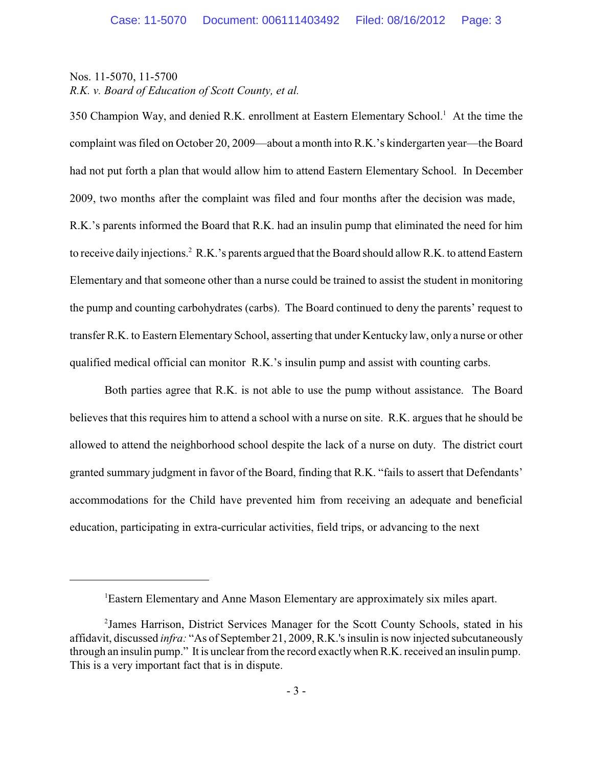350 Champion Way, and denied R.K. enrollment at Eastern Elementary School.[1] At the time the complaint was filed on October 20, 2009—about a month into R.K.'s kindergarten year—the Board had not put forth a plan that would allow him to attend Eastern Elementary School. In December 2009, two months after the complaint was filed and four months after the decision was made, R.K.'s parents informed the Board that R.K. had an insulin pump that eliminated the need for him to receive daily injections.[2] R.K.'s parents argued that the Board should allow R.K. to attend Eastern Elementary and that someone other than a nurse could be trained to assist the student in monitoring the pump and counting carbohydrates (carbs). The Board continued to deny the parents' request to transfer R.K. to Eastern Elementary School, asserting that under Kentucky law, only a nurse or other qualified medical official can monitor R.K.'s insulin pump and assist with counting carbs.

Both parties agree that R.K. is not able to use the pump without assistance. The Board believes that this requires him to attend a school with a nurse on site. R.K. argues that he should be allowed to attend the neighborhood school despite the lack of a nurse on duty. The district court granted summary judgment in favor of the Board, finding that R.K. "fails to assert that Defendants' accommodations for the Child have prevented him from receiving an adequate and beneficial education, participating in extra-curricular activities, field trips, or advancing to the next

---

[1] Eastern Elementary and Anne Mason Elementary are approximately six miles apart.

[2] James Harrison, District Services Manager for the Scott County Schools, stated in his affidavit, discussed *infra:* "As of September 21, 2009, R.K.'s insulin is now injected subcutaneously through an insulin pump." It is unclear from the record exactly when R.K. received an insulin pump. This is a very important fact that is in dispute.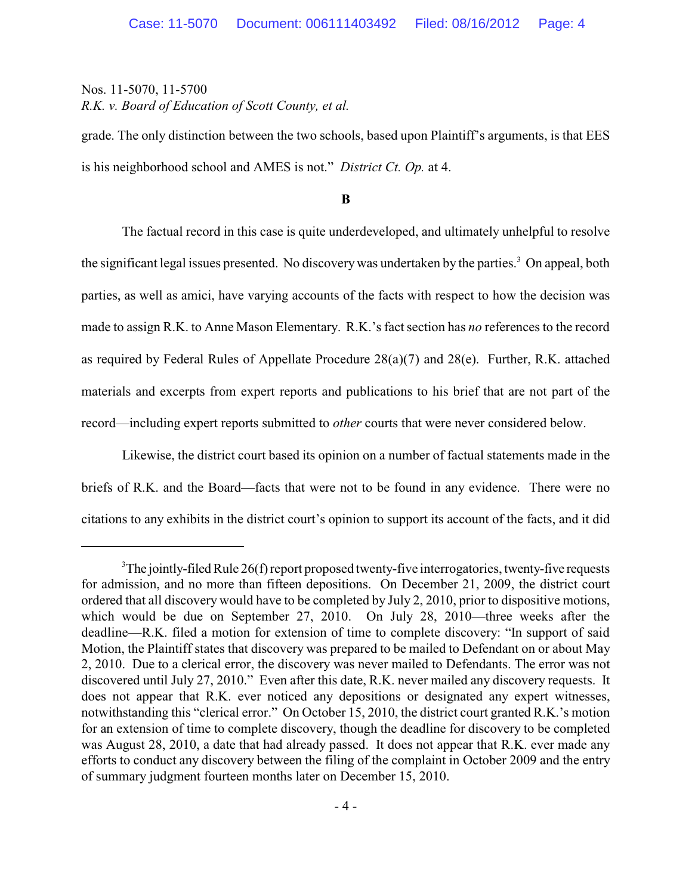grade. The only distinction between the two schools, based upon Plaintiff's arguments, is that EES is his neighborhood school and AMES is not." *District Ct. Op.* at 4.

**B**

The factual record in this case is quite underdeveloped, and ultimately unhelpful to resolve the significant legal issues presented. No discovery was undertaken by the parties.[3] On appeal, both parties, as well as amici, have varying accounts of the facts with respect to how the decision was made to assign R.K. to Anne Mason Elementary. R.K.'s fact section has *no* references to the record as required by Federal Rules of Appellate Procedure 28(a)(7) and 28(e). Further, R.K. attached materials and excerpts from expert reports and publications to his brief that are not part of the record—including expert reports submitted to *other* courts that were never considered below.

Likewise, the district court based its opinion on a number of factual statements made in the briefs of R.K. and the Board—facts that were not to be found in any evidence. There were no citations to any exhibits in the district court's opinion to support its account of the facts, and it did

---

[3] The jointly-filed Rule 26(f) report proposed twenty-five interrogatories, twenty-five requests for admission, and no more than fifteen depositions. On December 21, 2009, the district court ordered that all discovery would have to be completed by July 2, 2010, prior to dispositive motions, which would be due on September 27, 2010. On July 28, 2010—three weeks after the deadline—R.K. filed a motion for extension of time to complete discovery: "In support of said Motion, the Plaintiff states that discovery was prepared to be mailed to Defendant on or about May 2, 2010. Due to a clerical error, the discovery was never mailed to Defendants. The error was not discovered until July 27, 2010." Even after this date, R.K. never mailed any discovery requests. It does not appear that R.K. ever noticed any depositions or designated any expert witnesses, notwithstanding this "clerical error." On October 15, 2010, the district court granted R.K.'s motion for an extension of time to complete discovery, though the deadline for discovery to be completed was August 28, 2010, a date that had already passed. It does not appear that R.K. ever made any efforts to conduct any discovery between the filing of the complaint in October 2009 and the entry of summary judgment fourteen months later on December 15, 2010.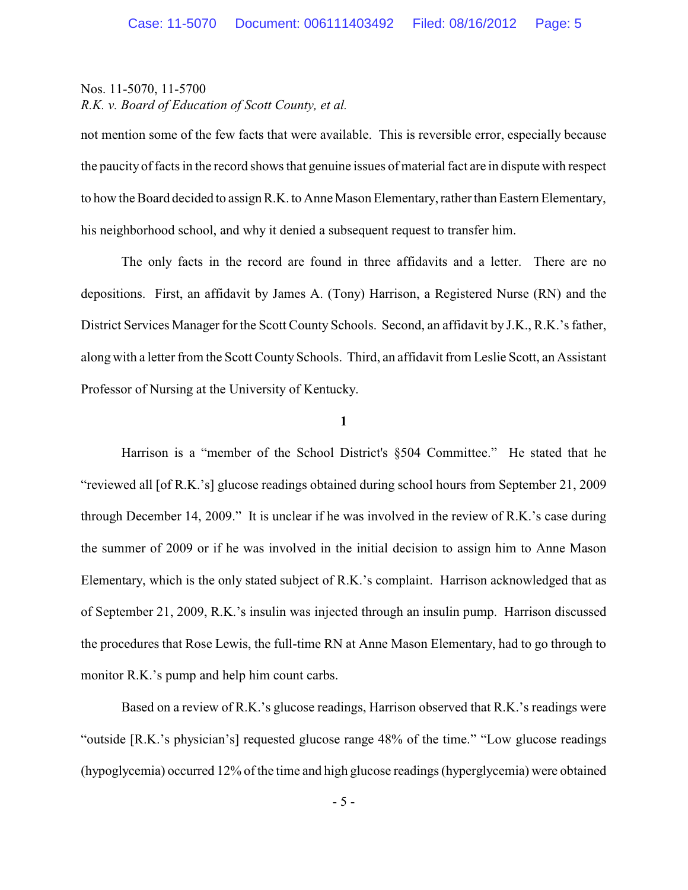not mention some of the few facts that were available. This is reversible error, especially because the paucity of facts in the record shows that genuine issues of material fact are in dispute with respect to how the Board decided to assign R.K. to Anne Mason Elementary, rather than Eastern Elementary, his neighborhood school, and why it denied a subsequent request to transfer him.

The only facts in the record are found in three affidavits and a letter. There are no depositions. First, an affidavit by James A. (Tony) Harrison, a Registered Nurse (RN) and the District Services Manager for the Scott County Schools. Second, an affidavit by J.K., R.K.'s father, along with a letter from the Scott County Schools. Third, an affidavit from Leslie Scott, an Assistant Professor of Nursing at the University of Kentucky.

**1**

Harrison is a "member of the School District's §504 Committee." He stated that he "reviewed all [of R.K.'s] glucose readings obtained during school hours from September 21, 2009 through December 14, 2009." It is unclear if he was involved in the review of R.K.'s case during the summer of 2009 or if he was involved in the initial decision to assign him to Anne Mason Elementary, which is the only stated subject of R.K.'s complaint. Harrison acknowledged that as of September 21, 2009, R.K.'s insulin was injected through an insulin pump. Harrison discussed the procedures that Rose Lewis, the full-time RN at Anne Mason Elementary, had to go through to monitor R.K.'s pump and help him count carbs.

Based on a review of R.K.'s glucose readings, Harrison observed that R.K.'s readings were "outside [R.K.'s physician's] requested glucose range 48% of the time." "Low glucose readings (hypoglycemia) occurred 12% of the time and high glucose readings (hyperglycemia) were obtained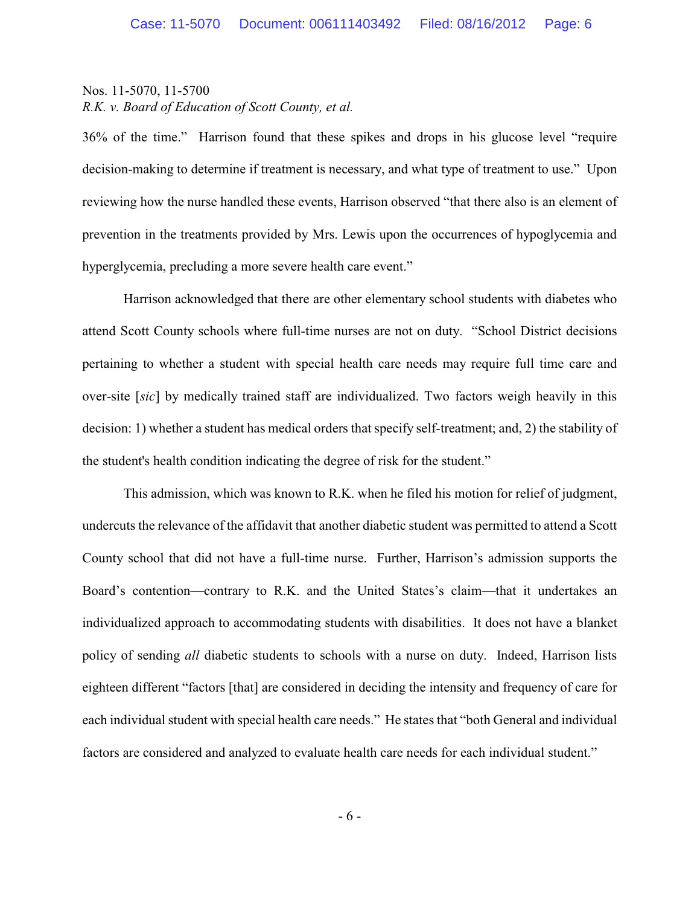36% of the time." Harrison found that these spikes and drops in his glucose level "require decision-making to determine if treatment is necessary, and what type of treatment to use." Upon reviewing how the nurse handled these events, Harrison observed "that there also is an element of prevention in the treatments provided by Mrs. Lewis upon the occurrences of hypoglycemia and hyperglycemia, precluding a more severe health care event."

Harrison acknowledged that there are other elementary school students with diabetes who attend Scott County schools where full-time nurses are not on duty. "School District decisions pertaining to whether a student with special health care needs may require full time care and over-site [*sic*] by medically trained staff are individualized. Two factors weigh heavily in this decision: 1) whether a student has medical orders that specify self-treatment; and, 2) the stability of the student's health condition indicating the degree of risk for the student."

This admission, which was known to R.K. when he filed his motion for relief of judgment, undercuts the relevance of the affidavit that another diabetic student was permitted to attend a Scott County school that did not have a full-time nurse. Further, Harrison's admission supports the Board's contention—contrary to R.K. and the United States's claim—that it undertakes an individualized approach to accommodating students with disabilities. It does not have a blanket policy of sending *all* diabetic students to schools with a nurse on duty. Indeed, Harrison lists eighteen different "factors [that] are considered in deciding the intensity and frequency of care for each individual student with special health care needs." He states that "both General and individual factors are considered and analyzed to evaluate health care needs for each individual student."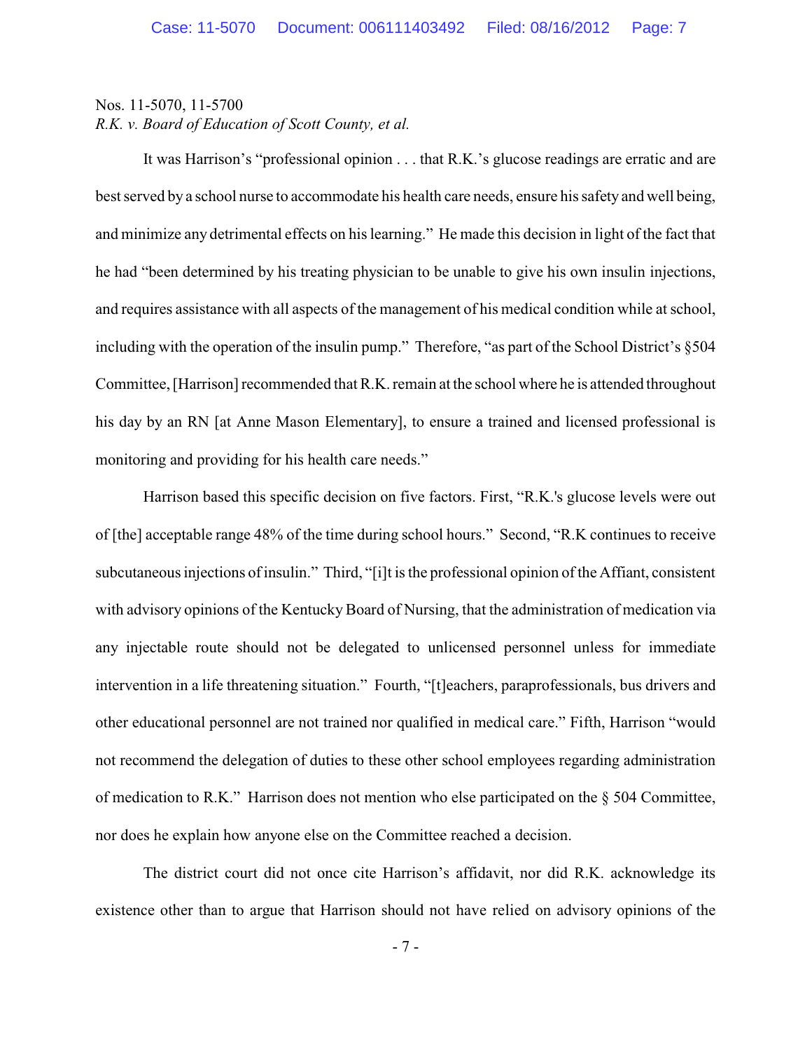It was Harrison's "professional opinion . . . that R.K.'s glucose readings are erratic and are best served by a school nurse to accommodate his health care needs, ensure his safety and well being, and minimize any detrimental effects on his learning." He made this decision in light of the fact that he had "been determined by his treating physician to be unable to give his own insulin injections, and requires assistance with all aspects of the management of his medical condition while at school, including with the operation of the insulin pump." Therefore, "as part of the School District's §504 Committee, [Harrison] recommended that R.K. remain at the school where he is attended throughout his day by an RN [at Anne Mason Elementary], to ensure a trained and licensed professional is monitoring and providing for his health care needs."

Harrison based this specific decision on five factors. First, "R.K.'s glucose levels were out of [the] acceptable range 48% of the time during school hours." Second, "R.K continues to receive subcutaneous injections of insulin." Third, "[i]t is the professional opinion of the Affiant, consistent with advisory opinions of the Kentucky Board of Nursing, that the administration of medication via any injectable route should not be delegated to unlicensed personnel unless for immediate intervention in a life threatening situation." Fourth, "[t]eachers, paraprofessionals, bus drivers and other educational personnel are not trained nor qualified in medical care." Fifth, Harrison "would not recommend the delegation of duties to these other school employees regarding administration of medication to R.K." Harrison does not mention who else participated on the § 504 Committee, nor does he explain how anyone else on the Committee reached a decision.

The district court did not once cite Harrison's affidavit, nor did R.K. acknowledge its existence other than to argue that Harrison should not have relied on advisory opinions of the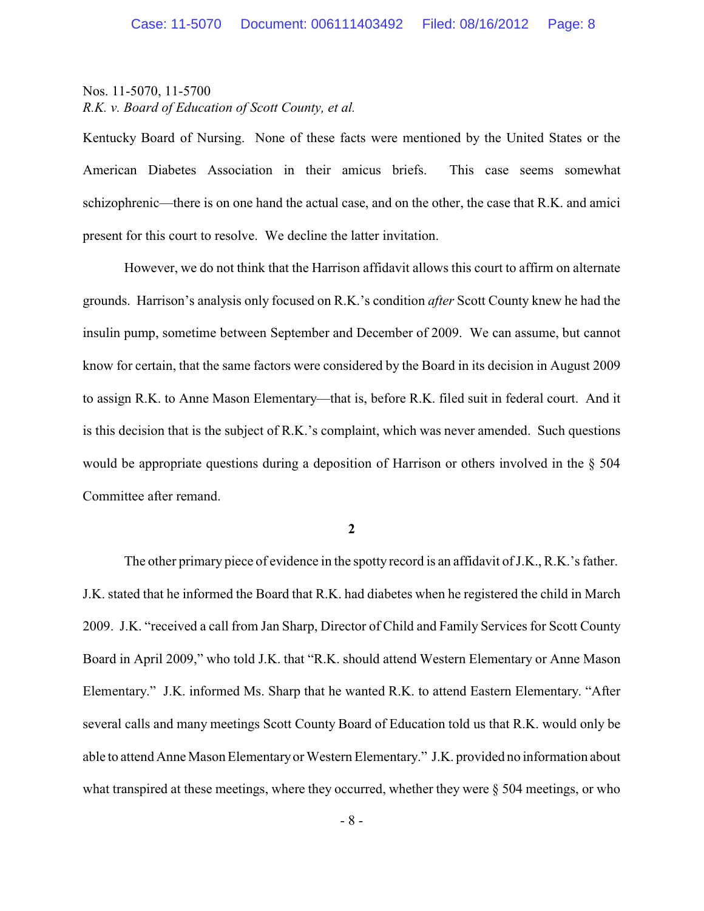Kentucky Board of Nursing. None of these facts were mentioned by the United States or the American Diabetes Association in their amicus briefs. This case seems somewhat schizophrenic—there is on one hand the actual case, and on the other, the case that R.K. and amici present for this court to resolve. We decline the latter invitation.

However, we do not think that the Harrison affidavit allows this court to affirm on alternate grounds. Harrison's analysis only focused on R.K.'s condition *after* Scott County knew he had the insulin pump, sometime between September and December of 2009. We can assume, but cannot know for certain, that the same factors were considered by the Board in its decision in August 2009 to assign R.K. to Anne Mason Elementary—that is, before R.K. filed suit in federal court. And it is this decision that is the subject of R.K.'s complaint, which was never amended. Such questions would be appropriate questions during a deposition of Harrison or others involved in the § 504 Committee after remand.

**2**

The other primary piece of evidence in the spotty record is an affidavit of J.K., R.K.'s father. J.K. stated that he informed the Board that R.K. had diabetes when he registered the child in March 2009. J.K. "received a call from Jan Sharp, Director of Child and Family Services for Scott County Board in April 2009," who told J.K. that "R.K. should attend Western Elementary or Anne Mason Elementary." J.K. informed Ms. Sharp that he wanted R.K. to attend Eastern Elementary. "After several calls and many meetings Scott County Board of Education told us that R.K. would only be able to attend Anne Mason Elementary or Western Elementary." J.K. provided no information about what transpired at these meetings, where they occurred, whether they were § 504 meetings, or who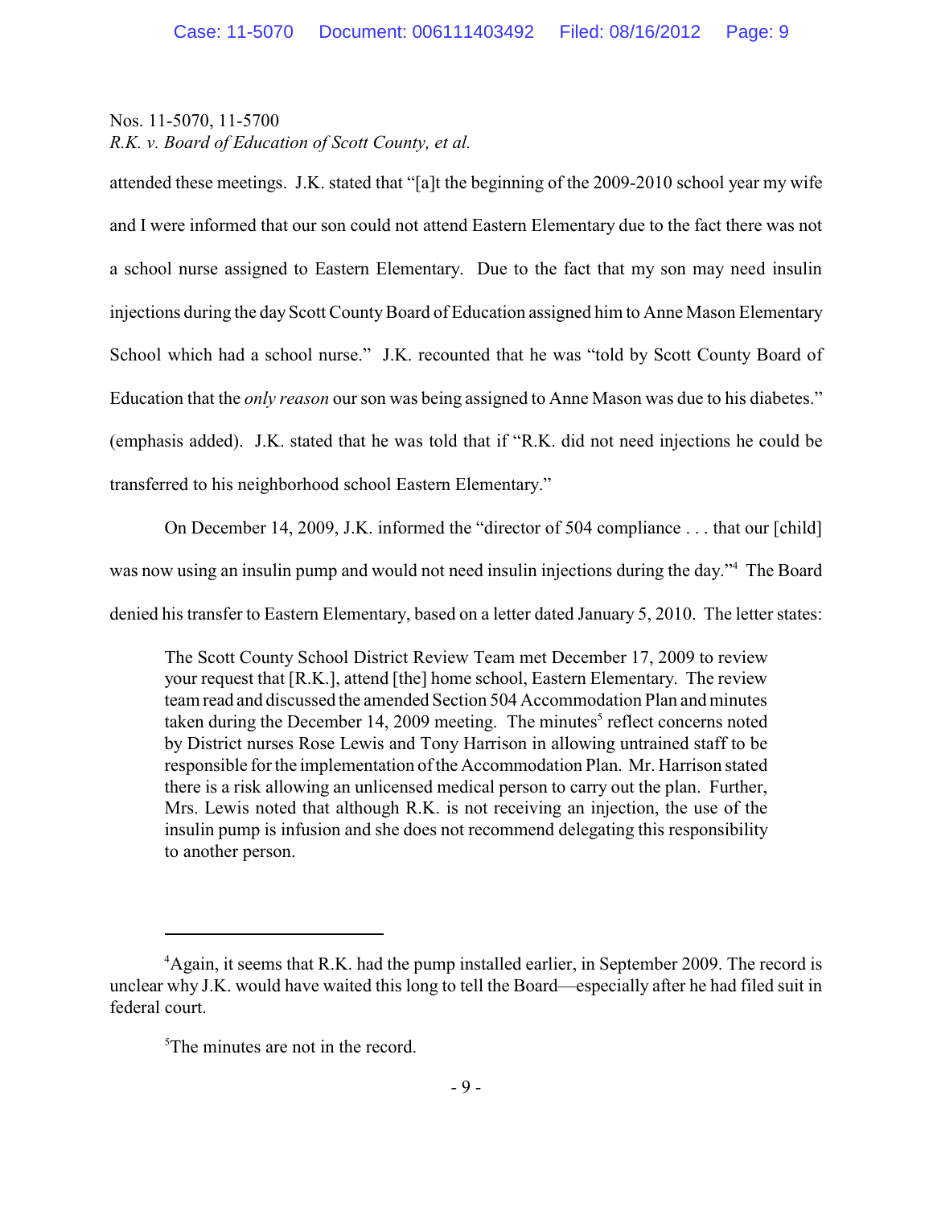attended these meetings. J.K. stated that "[a]t the beginning of the 2009-2010 school year my wife and I were informed that our son could not attend Eastern Elementary due to the fact there was not a school nurse assigned to Eastern Elementary. Due to the fact that my son may need insulin injections during the day Scott County Board of Education assigned him to Anne Mason Elementary School which had a school nurse." J.K. recounted that he was "told by Scott County Board of Education that the *only reason* our son was being assigned to Anne Mason was due to his diabetes." (emphasis added). J.K. stated that he was told that if "R.K. did not need injections he could be transferred to his neighborhood school Eastern Elementary."

On December 14, 2009, J.K. informed the "director of 504 compliance . . . that our [child] was now using an insulin pump and would not need insulin injections during the day."[4] The Board denied his transfer to Eastern Elementary, based on a letter dated January 5, 2010. The letter states:

> The Scott County School District Review Team met December 17, 2009 to review your request that [R.K.], attend [the] home school, Eastern Elementary. The review team read and discussed the amended Section 504 Accommodation Plan and minutes taken during the December 14, 2009 meeting. The minutes[5] reflect concerns noted by District nurses Rose Lewis and Tony Harrison in allowing untrained staff to be responsible for the implementation of the Accommodation Plan. Mr. Harrison stated there is a risk allowing an unlicensed medical person to carry out the plan. Further, Mrs. Lewis noted that although R.K. is not receiving an injection, the use of the insulin pump is infusion and she does not recommend delegating this responsibility to another person.

---

[4] Again, it seems that R.K. had the pump installed earlier, in September 2009. The record is unclear why J.K. would have waited this long to tell the Board—especially after he had filed suit in federal court.

[5] The minutes are not in the record.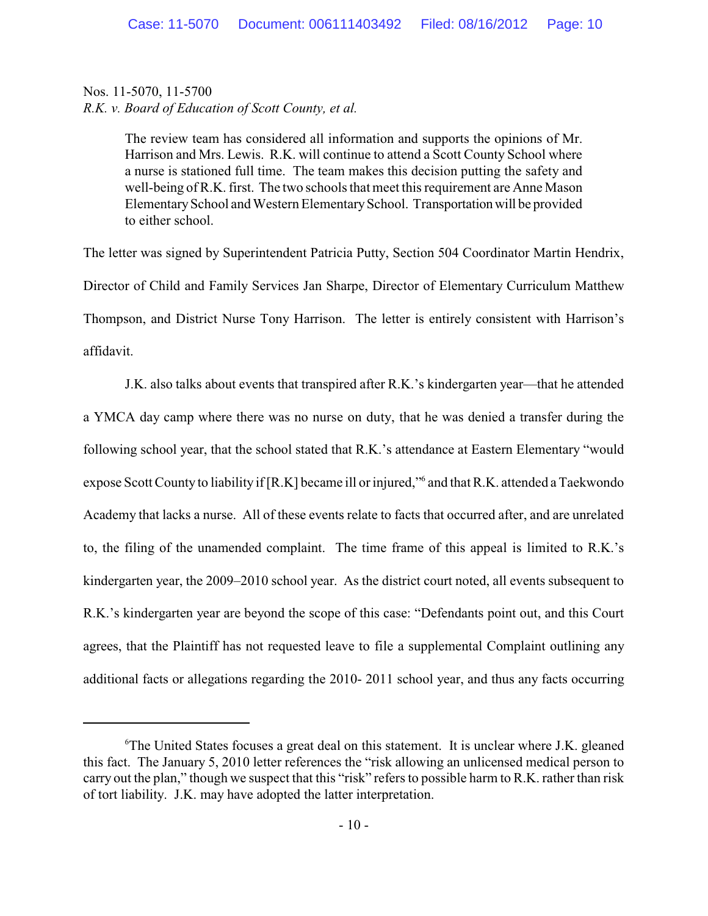The review team has considered all information and supports the opinions of Mr. Harrison and Mrs. Lewis. R.K. will continue to attend a Scott County School where a nurse is stationed full time. The team makes this decision putting the safety and well-being of R.K. first. The two schools that meet this requirement are Anne Mason Elementary School and Western Elementary School. Transportation will be provided to either school.

The letter was signed by Superintendent Patricia Putty, Section 504 Coordinator Martin Hendrix, Director of Child and Family Services Jan Sharpe, Director of Elementary Curriculum Matthew Thompson, and District Nurse Tony Harrison. The letter is entirely consistent with Harrison's affidavit.

J.K. also talks about events that transpired after R.K.'s kindergarten year—that he attended a YMCA day camp where there was no nurse on duty, that he was denied a transfer during the following school year, that the school stated that R.K.'s attendance at Eastern Elementary "would expose Scott County to liability if [R.K] became ill or injured,"[6] and that R.K. attended a Taekwondo Academy that lacks a nurse. All of these events relate to facts that occurred after, and are unrelated to, the filing of the unamended complaint. The time frame of this appeal is limited to R.K.'s kindergarten year, the 2009–2010 school year. As the district court noted, all events subsequent to R.K.'s kindergarten year are beyond the scope of this case: "Defendants point out, and this Court agrees, that the Plaintiff has not requested leave to file a supplemental Complaint outlining any additional facts or allegations regarding the 2010- 2011 school year, and thus any facts occurring

---

[6]The United States focuses a great deal on this statement. It is unclear where J.K. gleaned this fact. The January 5, 2010 letter references the "risk allowing an unlicensed medical person to carry out the plan," though we suspect that this "risk" refers to possible harm to R.K. rather than risk of tort liability. J.K. may have adopted the latter interpretation.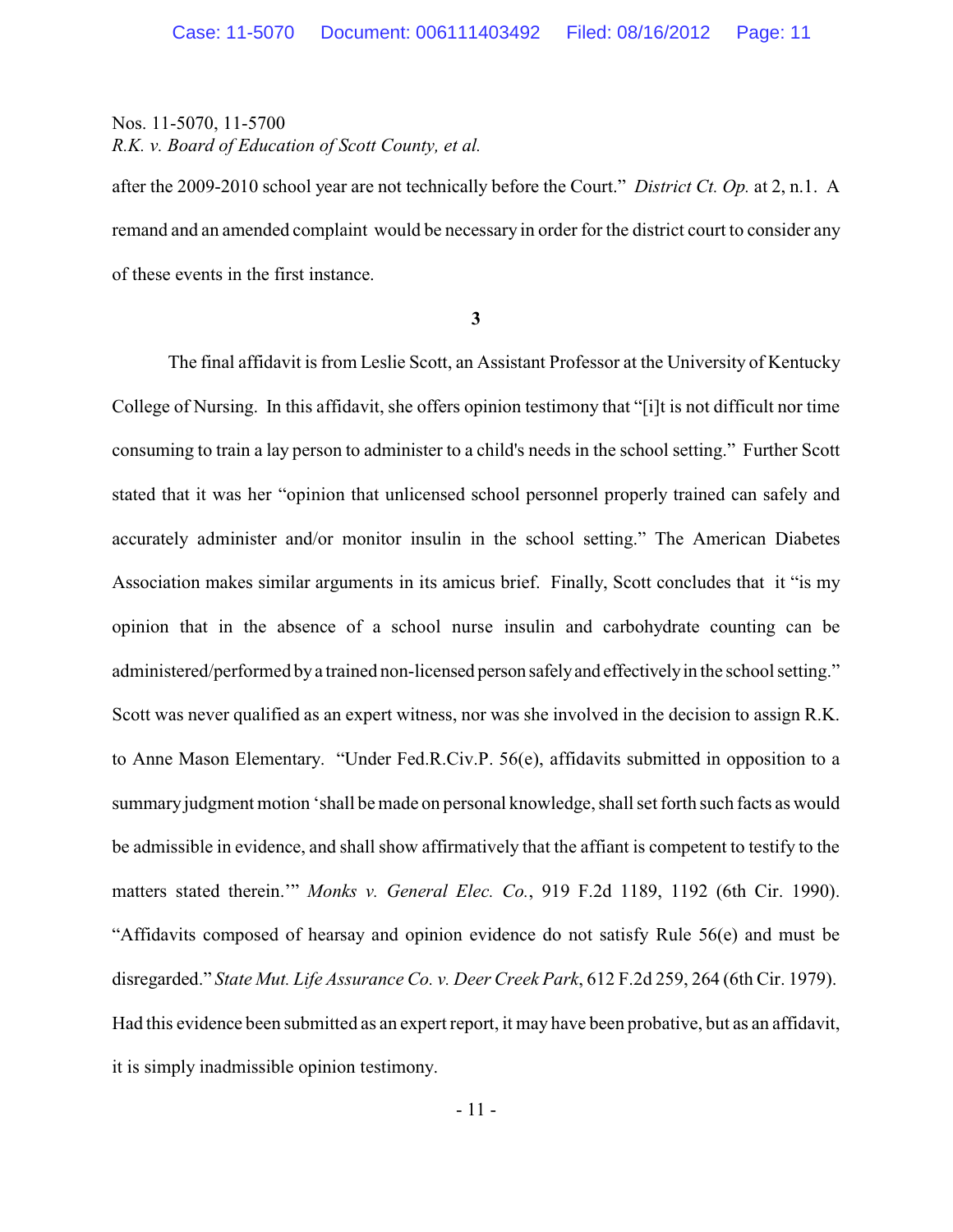after the 2009-2010 school year are not technically before the Court." *District Ct. Op.* at 2, n.1. A remand and an amended complaint would be necessary in order for the district court to consider any of these events in the first instance.

**3**

The final affidavit is from Leslie Scott, an Assistant Professor at the University of Kentucky College of Nursing. In this affidavit, she offers opinion testimony that "[i]t is not difficult nor time consuming to train a lay person to administer to a child's needs in the school setting." Further Scott stated that it was her "opinion that unlicensed school personnel properly trained can safely and accurately administer and/or monitor insulin in the school setting." The American Diabetes Association makes similar arguments in its amicus brief. Finally, Scott concludes that it "is my opinion that in the absence of a school nurse insulin and carbohydrate counting can be administered/performed by a trained non-licensed person safely and effectively in the school setting." Scott was never qualified as an expert witness, nor was she involved in the decision to assign R.K. to Anne Mason Elementary. "Under Fed.R.Civ.P. 56(e), affidavits submitted in opposition to a summary judgment motion 'shall be made on personal knowledge, shall set forth such facts as would be admissible in evidence, and shall show affirmatively that the affiant is competent to testify to the matters stated therein.'" *Monks v. General Elec. Co.*, 919 F.2d 1189, 1192 (6th Cir. 1990). "Affidavits composed of hearsay and opinion evidence do not satisfy Rule 56(e) and must be disregarded." *State Mut. Life Assurance Co. v. Deer Creek Park*, 612 F.2d 259, 264 (6th Cir. 1979). Had this evidence been submitted as an expert report, it may have been probative, but as an affidavit, it is simply inadmissible opinion testimony.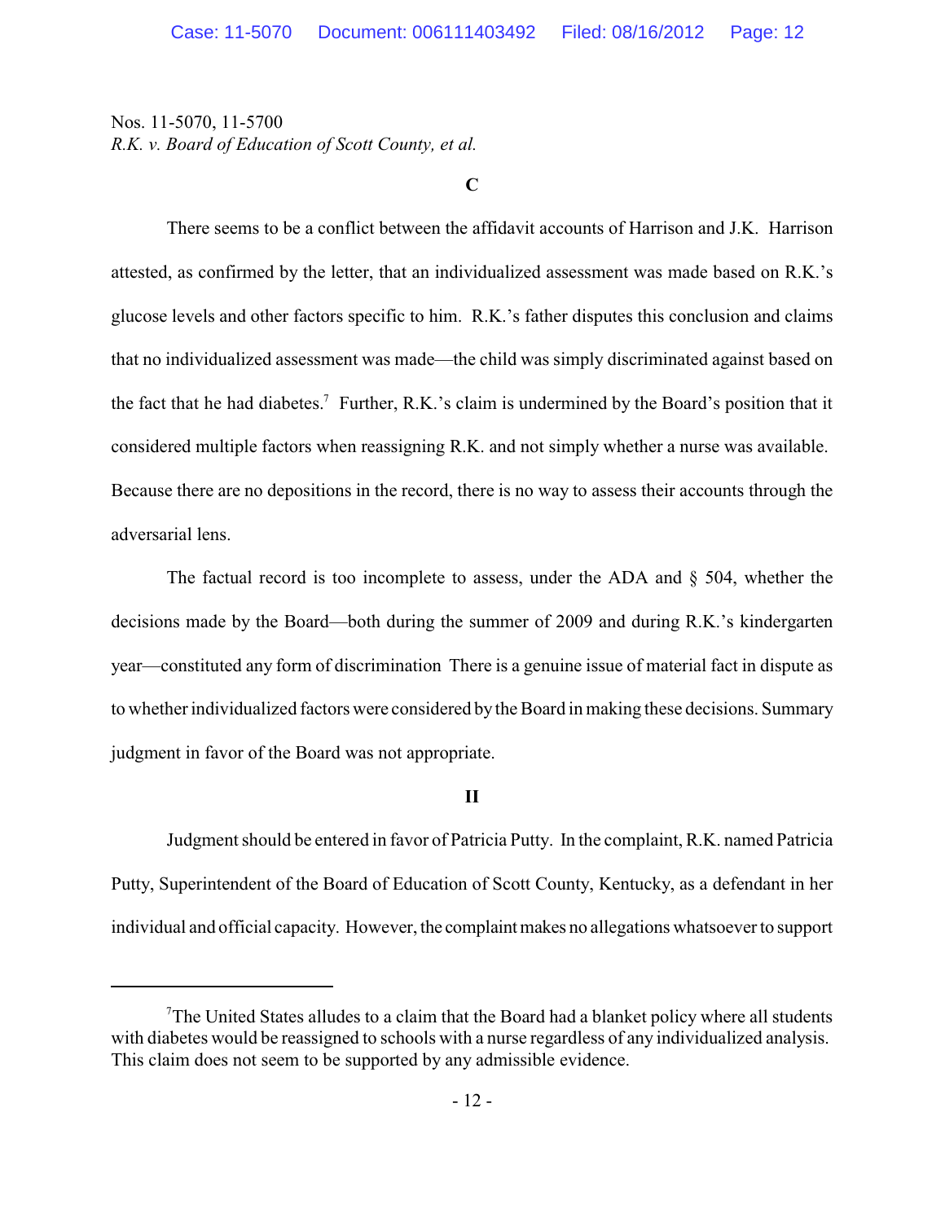Nos. 11-5070, 11-5700
*R.K. v. Board of Education of Scott County, et al.*

**C**

There seems to be a conflict between the affidavit accounts of Harrison and J.K. Harrison attested, as confirmed by the letter, that an individualized assessment was made based on R.K.'s glucose levels and other factors specific to him. R.K.'s father disputes this conclusion and claims that no individualized assessment was made—the child was simply discriminated against based on the fact that he had diabetes.[7] Further, R.K.'s claim is undermined by the Board's position that it considered multiple factors when reassigning R.K. and not simply whether a nurse was available. Because there are no depositions in the record, there is no way to assess their accounts through the adversarial lens.

The factual record is too incomplete to assess, under the ADA and § 504, whether the decisions made by the Board—both during the summer of 2009 and during R.K.'s kindergarten year—constituted any form of discrimination There is a genuine issue of material fact in dispute as to whether individualized factors were considered by the Board in making these decisions. Summary judgment in favor of the Board was not appropriate.

**II**

Judgment should be entered in favor of Patricia Putty. In the complaint, R.K. named Patricia Putty, Superintendent of the Board of Education of Scott County, Kentucky, as a defendant in her individual and official capacity. However, the complaint makes no allegations whatsoever to support

---

[7]The United States alludes to a claim that the Board had a blanket policy where all students with diabetes would be reassigned to schools with a nurse regardless of any individualized analysis. This claim does not seem to be supported by any admissible evidence.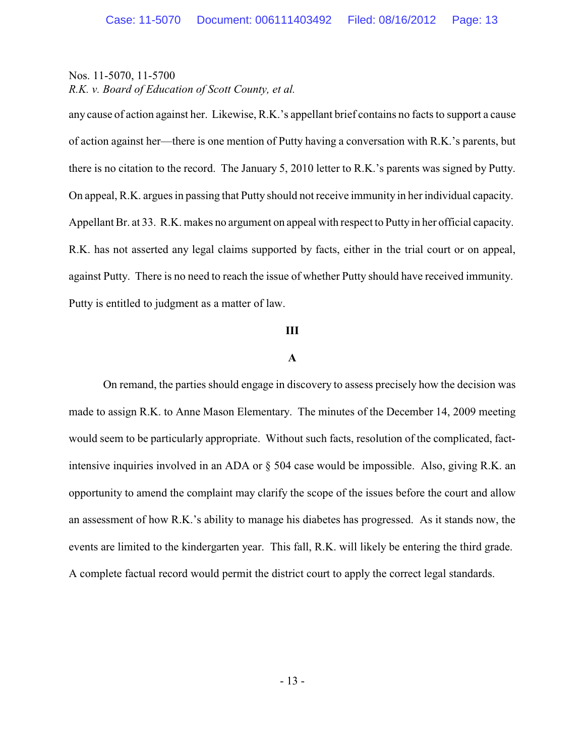any cause of action against her. Likewise, R.K.'s appellant brief contains no facts to support a cause of action against her—there is one mention of Putty having a conversation with R.K.'s parents, but there is no citation to the record. The January 5, 2010 letter to R.K.'s parents was signed by Putty. On appeal, R.K. argues in passing that Putty should not receive immunity in her individual capacity. Appellant Br. at 33. R.K. makes no argument on appeal with respect to Putty in her official capacity. R.K. has not asserted any legal claims supported by facts, either in the trial court or on appeal, against Putty. There is no need to reach the issue of whether Putty should have received immunity. Putty is entitled to judgment as a matter of law.

## III

### A

On remand, the parties should engage in discovery to assess precisely how the decision was made to assign R.K. to Anne Mason Elementary. The minutes of the December 14, 2009 meeting would seem to be particularly appropriate. Without such facts, resolution of the complicated, fact-intensive inquiries involved in an ADA or § 504 case would be impossible. Also, giving R.K. an opportunity to amend the complaint may clarify the scope of the issues before the court and allow an assessment of how R.K.'s ability to manage his diabetes has progressed. As it stands now, the events are limited to the kindergarten year. This fall, R.K. will likely be entering the third grade. A complete factual record would permit the district court to apply the correct legal standards.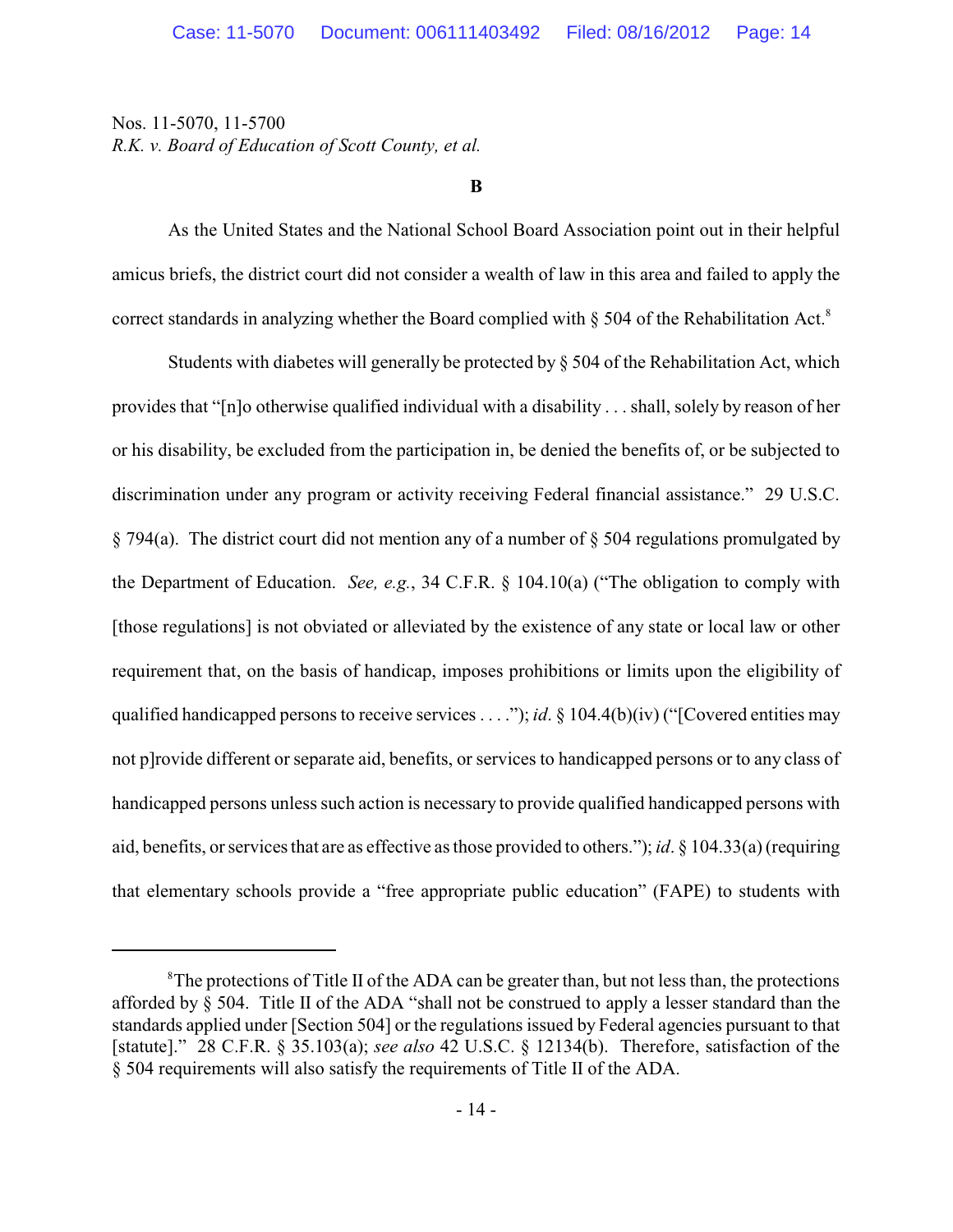Nos. 11-5070, 11-5700
*R.K. v. Board of Education of Scott County, et al.*

**B**

As the United States and the National School Board Association point out in their helpful amicus briefs, the district court did not consider a wealth of law in this area and failed to apply the correct standards in analyzing whether the Board complied with § 504 of the Rehabilitation Act.[8]

Students with diabetes will generally be protected by § 504 of the Rehabilitation Act, which provides that "[n]o otherwise qualified individual with a disability . . . shall, solely by reason of her or his disability, be excluded from the participation in, be denied the benefits of, or be subjected to discrimination under any program or activity receiving Federal financial assistance." 29 U.S.C. § 794(a). The district court did not mention any of a number of § 504 regulations promulgated by the Department of Education. *See, e.g.*, 34 C.F.R. § 104.10(a) ("The obligation to comply with [those regulations] is not obviated or alleviated by the existence of any state or local law or other requirement that, on the basis of handicap, imposes prohibitions or limits upon the eligibility of qualified handicapped persons to receive services . . . ."); *id*. § 104.4(b)(iv) ("[Covered entities may not p]rovide different or separate aid, benefits, or services to handicapped persons or to any class of handicapped persons unless such action is necessary to provide qualified handicapped persons with aid, benefits, or services that are as effective as those provided to others."); *id*. § 104.33(a) (requiring that elementary schools provide a "free appropriate public education" (FAPE) to students with

---

[8] The protections of Title II of the ADA can be greater than, but not less than, the protections afforded by § 504. Title II of the ADA "shall not be construed to apply a lesser standard than the standards applied under [Section 504] or the regulations issued by Federal agencies pursuant to that [statute]." 28 C.F.R. § 35.103(a); *see also* 42 U.S.C. § 12134(b). Therefore, satisfaction of the § 504 requirements will also satisfy the requirements of Title II of the ADA.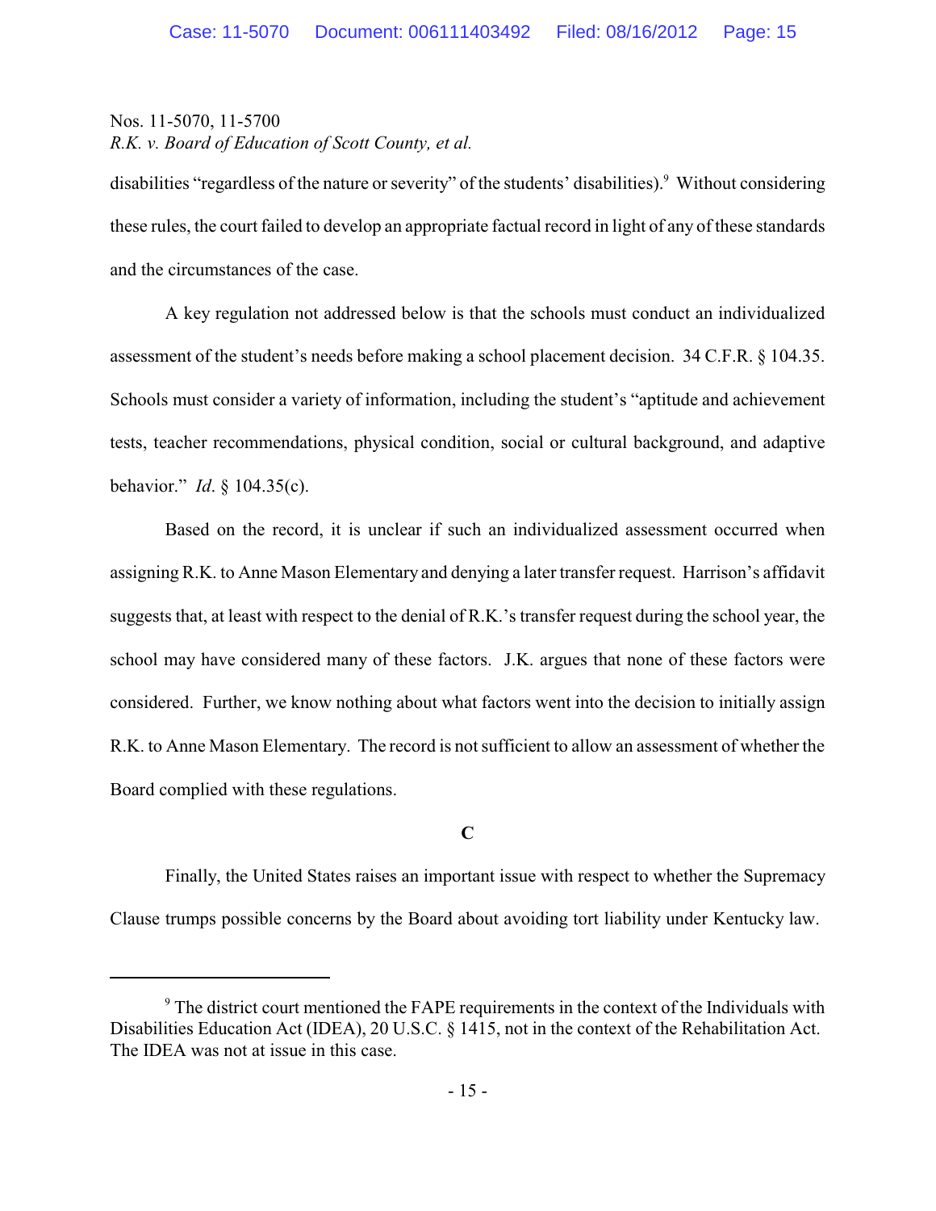disabilities "regardless of the nature or severity" of the students' disabilities).[9] Without considering these rules, the court failed to develop an appropriate factual record in light of any of these standards and the circumstances of the case.

A key regulation not addressed below is that the schools must conduct an individualized assessment of the student's needs before making a school placement decision. 34 C.F.R. § 104.35. Schools must consider a variety of information, including the student's "aptitude and achievement tests, teacher recommendations, physical condition, social or cultural background, and adaptive behavior." *Id*. § 104.35(c).

Based on the record, it is unclear if such an individualized assessment occurred when assigning R.K. to Anne Mason Elementary and denying a later transfer request. Harrison's affidavit suggests that, at least with respect to the denial of R.K.'s transfer request during the school year, the school may have considered many of these factors. J.K. argues that none of these factors were considered. Further, we know nothing about what factors went into the decision to initially assign R.K. to Anne Mason Elementary. The record is not sufficient to allow an assessment of whether the Board complied with these regulations.

**C**

Finally, the United States raises an important issue with respect to whether the Supremacy Clause trumps possible concerns by the Board about avoiding tort liability under Kentucky law.

---

[9] The district court mentioned the FAPE requirements in the context of the Individuals with Disabilities Education Act (IDEA), 20 U.S.C. § 1415, not in the context of the Rehabilitation Act. The IDEA was not at issue in this case.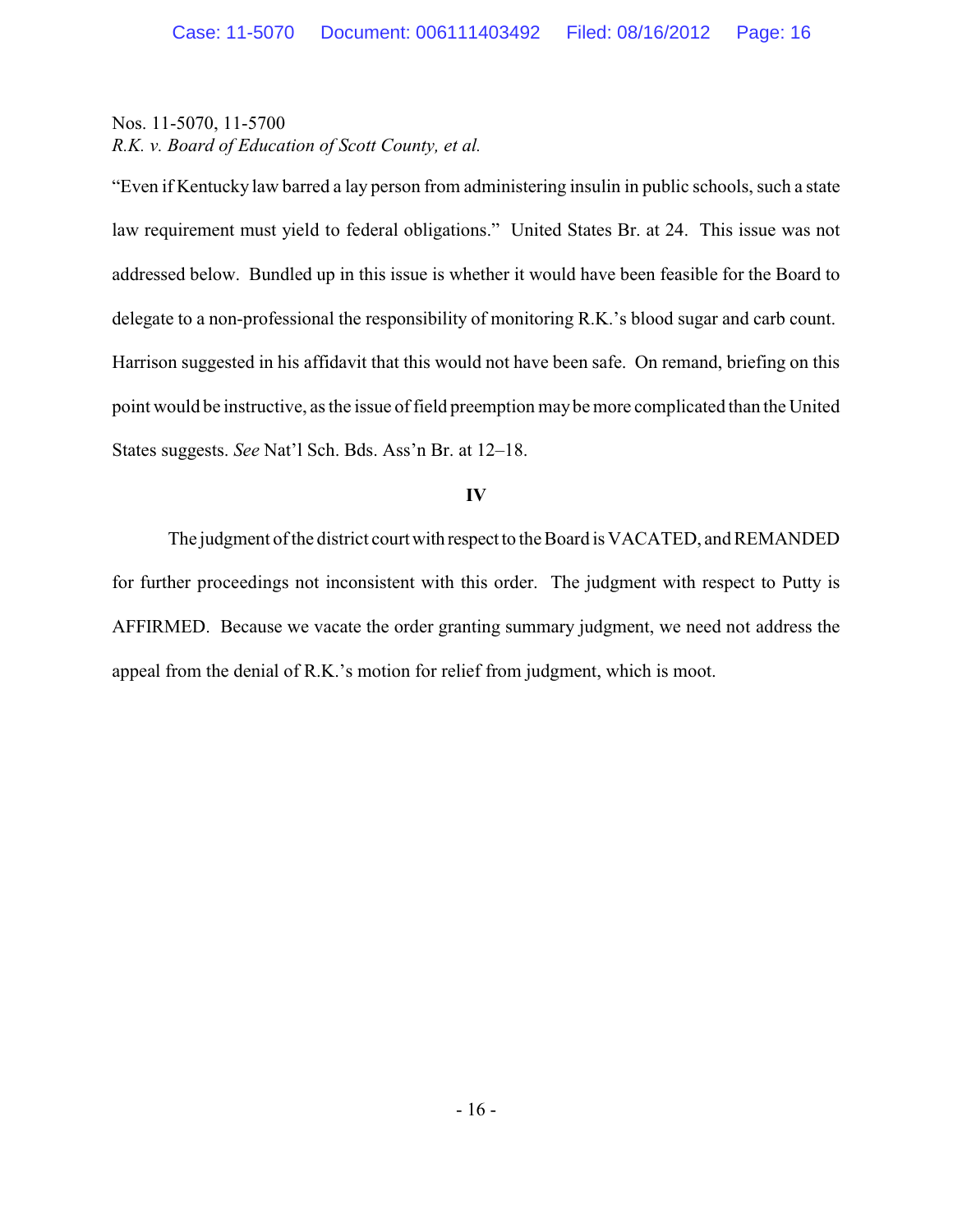"Even if Kentucky law barred a lay person from administering insulin in public schools, such a state law requirement must yield to federal obligations." United States Br. at 24. This issue was not addressed below. Bundled up in this issue is whether it would have been feasible for the Board to delegate to a non-professional the responsibility of monitoring R.K.'s blood sugar and carb count. Harrison suggested in his affidavit that this would not have been safe. On remand, briefing on this point would be instructive, as the issue of field preemption may be more complicated than the United States suggests. *See* Nat'l Sch. Bds. Ass'n Br. at 12–18.

**IV**

The judgment of the district court with respect to the Board is VACATED, and REMANDED for further proceedings not inconsistent with this order. The judgment with respect to Putty is AFFIRMED. Because we vacate the order granting summary judgment, we need not address the appeal from the denial of R.K.'s motion for relief from judgment, which is moot.